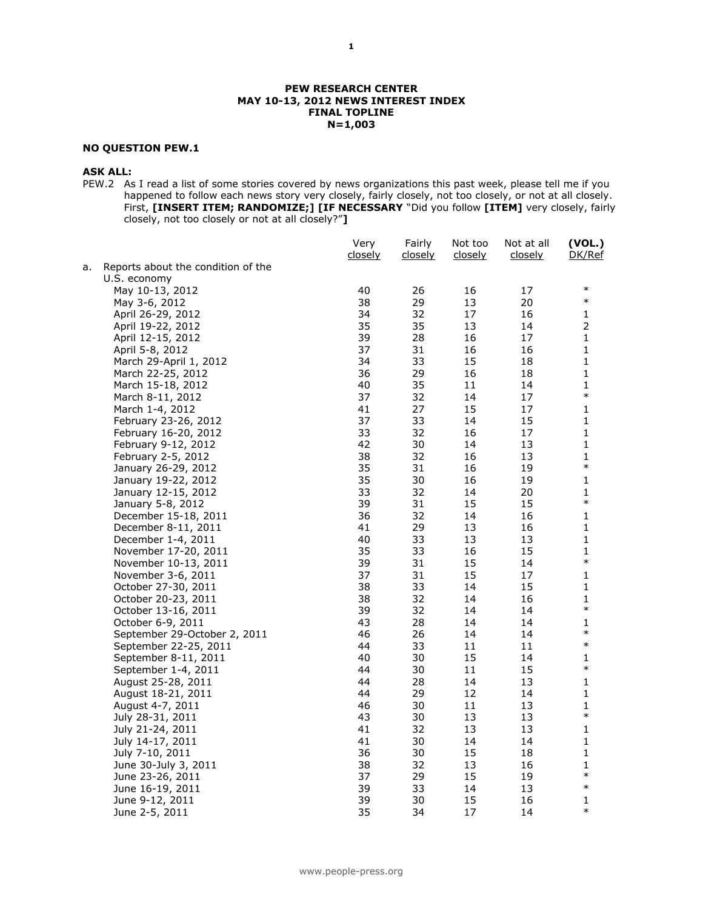**PEW RESEARCH CENTER**
**MAY 10-13, 2012 NEWS INTEREST INDEX**
**FINAL TOPLINE**
**N=1,003**

**NO QUESTION PEW.1**

**ASK ALL:**

PEW.2 As I read a list of some stories covered by news organizations this past week, please tell me if you happened to follow each news story very closely, fairly closely, not too closely, or not at all closely. First, **[INSERT ITEM; RANDOMIZE;] [IF NECESSARY** "Did you follow **[ITEM]** very closely, fairly closely, not too closely or not at all closely?"**]**

| | Very closely | Fairly closely | Not too closely | Not at all closely | (VOL.) DK/Ref |
|---|---|---|---|---|---|
| a. Reports about the condition of the U.S. economy | | | | | |
| May 10-13, 2012 | 40 | 26 | 16 | 17 | * |
| May 3-6, 2012 | 38 | 29 | 13 | 20 | * |
| April 26-29, 2012 | 34 | 32 | 17 | 16 | 1 |
| April 19-22, 2012 | 35 | 35 | 13 | 14 | 2 |
| April 12-15, 2012 | 39 | 28 | 16 | 17 | 1 |
| April 5-8, 2012 | 37 | 31 | 16 | 16 | 1 |
| March 29-April 1, 2012 | 34 | 33 | 15 | 18 | 1 |
| March 22-25, 2012 | 36 | 29 | 16 | 18 | 1 |
| March 15-18, 2012 | 40 | 35 | 11 | 14 | 1 |
| March 8-11, 2012 | 37 | 32 | 14 | 17 | * |
| March 1-4, 2012 | 41 | 27 | 15 | 17 | 1 |
| February 23-26, 2012 | 37 | 33 | 14 | 15 | 1 |
| February 16-20, 2012 | 33 | 32 | 16 | 17 | 1 |
| February 9-12, 2012 | 42 | 30 | 14 | 13 | 1 |
| February 2-5, 2012 | 38 | 32 | 16 | 13 | 1 |
| January 26-29, 2012 | 35 | 31 | 16 | 19 | * |
| January 19-22, 2012 | 35 | 30 | 16 | 19 | 1 |
| January 12-15, 2012 | 33 | 32 | 14 | 20 | 1 |
| January 5-8, 2012 | 39 | 31 | 15 | 15 | * |
| December 15-18, 2011 | 36 | 32 | 14 | 16 | 1 |
| December 8-11, 2011 | 41 | 29 | 13 | 16 | 1 |
| December 1-4, 2011 | 40 | 33 | 13 | 13 | 1 |
| November 17-20, 2011 | 35 | 33 | 16 | 15 | 1 |
| November 10-13, 2011 | 39 | 31 | 15 | 14 | * |
| November 3-6, 2011 | 37 | 31 | 15 | 17 | 1 |
| October 27-30, 2011 | 38 | 33 | 14 | 15 | 1 |
| October 20-23, 2011 | 38 | 32 | 14 | 16 | 1 |
| October 13-16, 2011 | 39 | 32 | 14 | 14 | * |
| October 6-9, 2011 | 43 | 28 | 14 | 14 | 1 |
| September 29-October 2, 2011 | 46 | 26 | 14 | 14 | * |
| September 22-25, 2011 | 44 | 33 | 11 | 11 | * |
| September 8-11, 2011 | 40 | 30 | 15 | 14 | 1 |
| September 1-4, 2011 | 44 | 30 | 11 | 15 | * |
| August 25-28, 2011 | 44 | 28 | 14 | 13 | 1 |
| August 18-21, 2011 | 44 | 29 | 12 | 14 | 1 |
| August 4-7, 2011 | 46 | 30 | 11 | 13 | 1 |
| July 28-31, 2011 | 43 | 30 | 13 | 13 | * |
| July 21-24, 2011 | 41 | 32 | 13 | 13 | 1 |
| July 14-17, 2011 | 41 | 30 | 14 | 14 | 1 |
| July 7-10, 2011 | 36 | 30 | 15 | 18 | 1 |
| June 30-July 3, 2011 | 38 | 32 | 13 | 16 | 1 |
| June 23-26, 2011 | 37 | 29 | 15 | 19 | * |
| June 16-19, 2011 | 39 | 33 | 14 | 13 | * |
| June 9-12, 2011 | 39 | 30 | 15 | 16 | 1 |
| June 2-5, 2011 | 35 | 34 | 17 | 14 | * |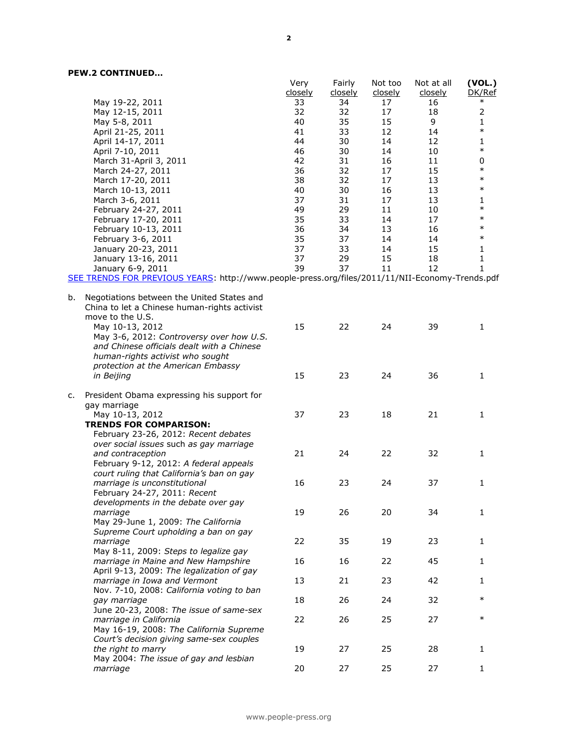**PEW.2 CONTINUED…**

| | Very closely | Fairly closely | Not too closely | Not at all closely | (VOL.) DK/Ref |
|---|---|---|---|---|---|
| May 19-22, 2011 | 33 | 34 | 17 | 16 | * |
| May 12-15, 2011 | 32 | 32 | 17 | 18 | 2 |
| May 5-8, 2011 | 40 | 35 | 15 | 9 | 1 |
| April 21-25, 2011 | 41 | 33 | 12 | 14 | * |
| April 14-17, 2011 | 44 | 30 | 14 | 12 | 1 |
| April 7-10, 2011 | 46 | 30 | 14 | 10 | * |
| March 31-April 3, 2011 | 42 | 31 | 16 | 11 | 0 |
| March 24-27, 2011 | 36 | 32 | 17 | 15 | * |
| March 17-20, 2011 | 38 | 32 | 17 | 13 | * |
| March 10-13, 2011 | 40 | 30 | 16 | 13 | * |
| March 3-6, 2011 | 37 | 31 | 17 | 13 | 1 |
| February 24-27, 2011 | 49 | 29 | 11 | 10 | * |
| February 17-20, 2011 | 35 | 33 | 14 | 17 | * |
| February 10-13, 2011 | 36 | 34 | 13 | 16 | * |
| February 3-6, 2011 | 35 | 37 | 14 | 14 | * |
| January 20-23, 2011 | 37 | 33 | 14 | 15 | 1 |
| January 13-16, 2011 | 37 | 29 | 15 | 18 | 1 |
| January 6-9, 2011 | 39 | 37 | 11 | 12 | 1 |

SEE TRENDS FOR PREVIOUS YEARS: http://www.people-press.org/files/2011/11/NII-Economy-Trends.pdf

| | Very closely | Fairly closely | Not too closely | Not at all closely | (VOL.) DK/Ref |
|---|---|---|---|---|---|
| b. Negotiations between the United States and China to let a Chinese human-rights activist move to the U.S. | | | | | |
| May 10-13, 2012 | 15 | 22 | 24 | 39 | 1 |
| May 3-6, 2012: *Controversy over how U.S. and Chinese officials dealt with a Chinese human-rights activist who sought protection at the American Embassy in Beijing* | 15 | 23 | 24 | 36 | 1 |
| c. President Obama expressing his support for gay marriage | | | | | |
| May 10-13, 2012 | 37 | 23 | 18 | 21 | 1 |
| **TRENDS FOR COMPARISON:** | | | | | |
| February 23-26, 2012: *Recent debates over social issues such as gay marriage and contraception* | 21 | 24 | 22 | 32 | 1 |
| February 9-12, 2012: *A federal appeals court ruling that California's ban on gay marriage is unconstitutional* | 16 | 23 | 24 | 37 | 1 |
| February 24-27, 2011: *Recent developments in the debate over gay marriage* | 19 | 26 | 20 | 34 | 1 |
| May 29-June 1, 2009: *The California Supreme Court upholding a ban on gay marriage* | 22 | 35 | 19 | 23 | 1 |
| May 8-11, 2009: *Steps to legalize gay marriage in Maine and New Hampshire* | 16 | 16 | 22 | 45 | 1 |
| April 9-13, 2009: *The legalization of gay marriage in Iowa and Vermont* | 13 | 21 | 23 | 42 | 1 |
| Nov. 7-10, 2008: *California voting to ban gay marriage* | 18 | 26 | 24 | 32 | * |
| June 20-23, 2008: *The issue of same-sex marriage in California* | 22 | 26 | 25 | 27 | * |
| May 16-19, 2008: *The California Supreme Court's decision giving same-sex couples the right to marry* | 19 | 27 | 25 | 28 | 1 |
| May 2004: *The issue of gay and lesbian marriage* | 20 | 27 | 25 | 27 | 1 |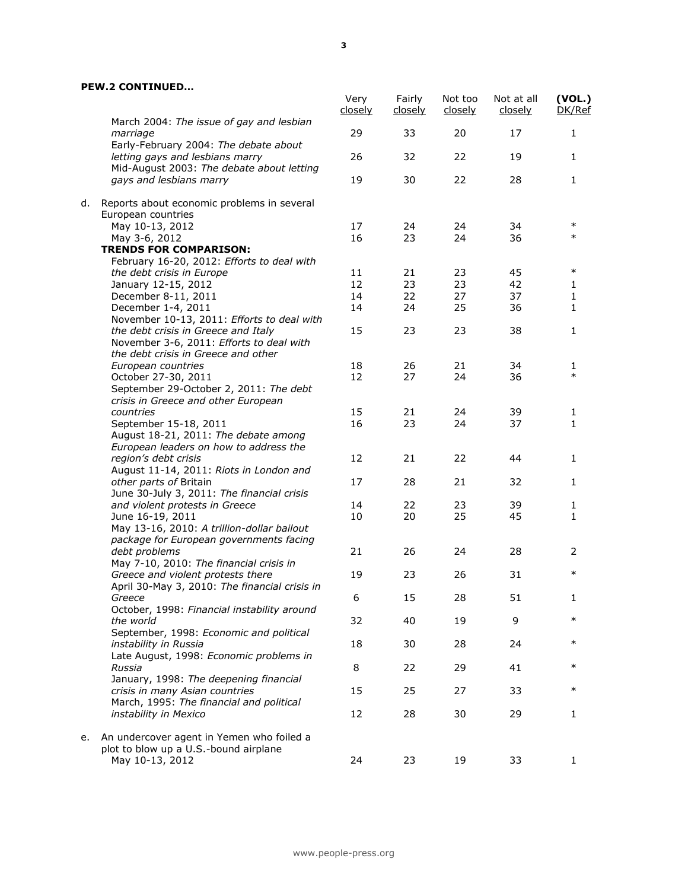**PEW.2 CONTINUED…**

| | Very closely | Fairly closely | Not too closely | Not at all closely | (VOL.) DK/Ref |
|---|---|---|---|---|---|
| March 2004: *The issue of gay and lesbian marriage* | 29 | 33 | 20 | 17 | 1 |
| Early-February 2004: *The debate about letting gays and lesbians marry* | 26 | 32 | 22 | 19 | 1 |
| Mid-August 2003: *The debate about letting gays and lesbians marry* | 19 | 30 | 22 | 28 | 1 |
| **d.** Reports about economic problems in several European countries | | | | | |
| May 10-13, 2012 | 17 | 24 | 24 | 34 | * |
| May 3-6, 2012 | 16 | 23 | 24 | 36 | * |
| **TRENDS FOR COMPARISON:** | | | | | |
| February 16-20, 2012: *Efforts to deal with the debt crisis in Europe* | 11 | 21 | 23 | 45 | * |
| January 12-15, 2012 | 12 | 23 | 23 | 42 | 1 |
| December 8-11, 2011 | 14 | 22 | 27 | 37 | 1 |
| December 1-4, 2011 | 14 | 24 | 25 | 36 | 1 |
| November 10-13, 2011: *Efforts to deal with the debt crisis in Greece and Italy* | 15 | 23 | 23 | 38 | 1 |
| November 3-6, 2011: *Efforts to deal with the debt crisis in Greece and other European countries* | 18 | 26 | 21 | 34 | 1 |
| October 27-30, 2011 | 12 | 27 | 24 | 36 | * |
| September 29-October 2, 2011: *The debt crisis in Greece and other European countries* | 15 | 21 | 24 | 39 | 1 |
| September 15-18, 2011 | 16 | 23 | 24 | 37 | 1 |
| August 18-21, 2011: *The debate among European leaders on how to address the region's debt crisis* | 12 | 21 | 22 | 44 | 1 |
| August 11-14, 2011: *Riots in London and other parts of* Britain | 17 | 28 | 21 | 32 | 1 |
| June 30-July 3, 2011: *The financial crisis and violent protests in Greece* | 14 | 22 | 23 | 39 | 1 |
| June 16-19, 2011 | 10 | 20 | 25 | 45 | 1 |
| May 13-16, 2010: *A trillion-dollar bailout package for European governments facing debt problems* | 21 | 26 | 24 | 28 | 2 |
| May 7-10, 2010: *The financial crisis in Greece and violent protests there* | 19 | 23 | 26 | 31 | * |
| April 30-May 3, 2010: *The financial crisis in Greece* | 6 | 15 | 28 | 51 | 1 |
| October, 1998: *Financial instability around the world* | 32 | 40 | 19 | 9 | * |
| September, 1998: *Economic and political instability in Russia* | 18 | 30 | 28 | 24 | * |
| Late August, 1998: *Economic problems in Russia* | 8 | 22 | 29 | 41 | * |
| January, 1998: *The deepening financial crisis in many Asian countries* | 15 | 25 | 27 | 33 | * |
| March, 1995: *The financial and political instability in Mexico* | 12 | 28 | 30 | 29 | 1 |
| **e.** An undercover agent in Yemen who foiled a plot to blow up a U.S.-bound airplane | | | | | |
| May 10-13, 2012 | 24 | 23 | 19 | 33 | 1 |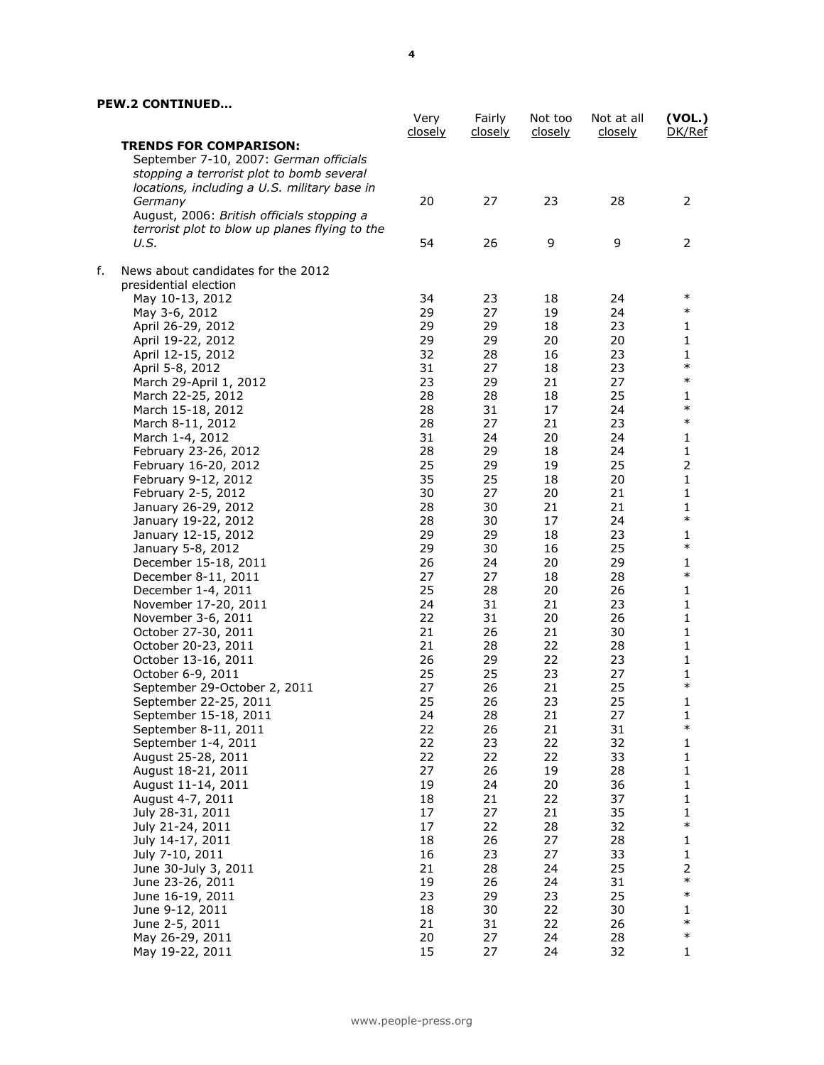**PEW.2 CONTINUED…**

| | Very closely | Fairly closely | Not too closely | Not at all closely | (VOL.) DK/Ref |
|---|---|---|---|---|---|
| **TRENDS FOR COMPARISON:** | | | | | |
| September 7-10, 2007: *German officials stopping a terrorist plot to bomb several locations, including a U.S. military base in Germany* | 20 | 27 | 23 | 28 | 2 |
| August, 2006: *British officials stopping a terrorist plot to blow up planes flying to the U.S.* | 54 | 26 | 9 | 9 | 2 |
| f. News about candidates for the 2012 presidential election | | | | | |
| May 10-13, 2012 | 34 | 23 | 18 | 24 | * |
| May 3-6, 2012 | 29 | 27 | 19 | 24 | * |
| April 26-29, 2012 | 29 | 29 | 18 | 23 | 1 |
| April 19-22, 2012 | 29 | 29 | 20 | 20 | 1 |
| April 12-15, 2012 | 32 | 28 | 16 | 23 | 1 |
| April 5-8, 2012 | 31 | 27 | 18 | 23 | * |
| March 29-April 1, 2012 | 23 | 29 | 21 | 27 | * |
| March 22-25, 2012 | 28 | 28 | 18 | 25 | 1 |
| March 15-18, 2012 | 28 | 31 | 17 | 24 | * |
| March 8-11, 2012 | 28 | 27 | 21 | 23 | * |
| March 1-4, 2012 | 31 | 24 | 20 | 24 | 1 |
| February 23-26, 2012 | 28 | 29 | 18 | 24 | 1 |
| February 16-20, 2012 | 25 | 29 | 19 | 25 | 2 |
| February 9-12, 2012 | 35 | 25 | 18 | 20 | 1 |
| February 2-5, 2012 | 30 | 27 | 20 | 21 | 1 |
| January 26-29, 2012 | 28 | 30 | 21 | 21 | 1 |
| January 19-22, 2012 | 28 | 30 | 17 | 24 | * |
| January 12-15, 2012 | 29 | 29 | 18 | 23 | 1 |
| January 5-8, 2012 | 29 | 30 | 16 | 25 | * |
| December 15-18, 2011 | 26 | 24 | 20 | 29 | 1 |
| December 8-11, 2011 | 27 | 27 | 18 | 28 | * |
| December 1-4, 2011 | 25 | 28 | 20 | 26 | 1 |
| November 17-20, 2011 | 24 | 31 | 21 | 23 | 1 |
| November 3-6, 2011 | 22 | 31 | 20 | 26 | 1 |
| October 27-30, 2011 | 21 | 26 | 21 | 30 | 1 |
| October 20-23, 2011 | 21 | 28 | 22 | 28 | 1 |
| October 13-16, 2011 | 26 | 29 | 22 | 23 | 1 |
| October 6-9, 2011 | 25 | 25 | 23 | 27 | 1 |
| September 29-October 2, 2011 | 27 | 26 | 21 | 25 | * |
| September 22-25, 2011 | 25 | 26 | 23 | 25 | 1 |
| September 15-18, 2011 | 24 | 28 | 21 | 27 | 1 |
| September 8-11, 2011 | 22 | 26 | 21 | 31 | * |
| September 1-4, 2011 | 22 | 23 | 22 | 32 | 1 |
| August 25-28, 2011 | 22 | 22 | 22 | 33 | 1 |
| August 18-21, 2011 | 27 | 26 | 19 | 28 | 1 |
| August 11-14, 2011 | 19 | 24 | 20 | 36 | 1 |
| August 4-7, 2011 | 18 | 21 | 22 | 37 | 1 |
| July 28-31, 2011 | 17 | 27 | 21 | 35 | 1 |
| July 21-24, 2011 | 17 | 22 | 28 | 32 | * |
| July 14-17, 2011 | 18 | 26 | 27 | 28 | 1 |
| July 7-10, 2011 | 16 | 23 | 27 | 33 | 1 |
| June 30-July 3, 2011 | 21 | 28 | 24 | 25 | 2 |
| June 23-26, 2011 | 19 | 26 | 24 | 31 | * |
| June 16-19, 2011 | 23 | 29 | 23 | 25 | * |
| June 9-12, 2011 | 18 | 30 | 22 | 30 | 1 |
| June 2-5, 2011 | 21 | 31 | 22 | 26 | * |
| May 26-29, 2011 | 20 | 27 | 24 | 28 | * |
| May 19-22, 2011 | 15 | 27 | 24 | 32 | 1 |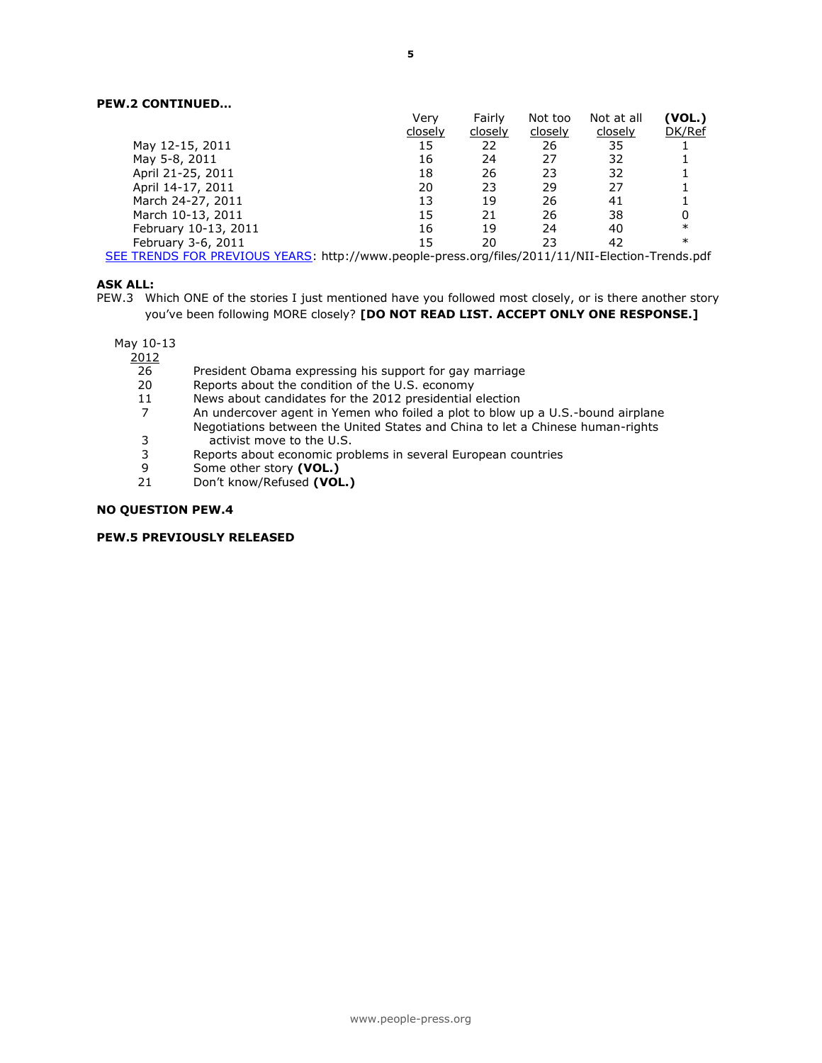**PEW.2 CONTINUED…**

| | Very closely | Fairly closely | Not too closely | Not at all closely | (VOL.) DK/Ref |
|---|---|---|---|---|---|
| May 12-15, 2011 | 15 | 22 | 26 | 35 | 1 |
| May 5-8, 2011 | 16 | 24 | 27 | 32 | 1 |
| April 21-25, 2011 | 18 | 26 | 23 | 32 | 1 |
| April 14-17, 2011 | 20 | 23 | 29 | 27 | 1 |
| March 24-27, 2011 | 13 | 19 | 26 | 41 | 1 |
| March 10-13, 2011 | 15 | 21 | 26 | 38 | 0 |
| February 10-13, 2011 | 16 | 19 | 24 | 40 | * |
| February 3-6, 2011 | 15 | 20 | 23 | 42 | * |

SEE TRENDS FOR PREVIOUS YEARS: http://www.people-press.org/files/2011/11/NII-Election-Trends.pdf

**ASK ALL:**

PEW.3 Which ONE of the stories I just mentioned have you followed most closely, or is there another story you've been following MORE closely? **[DO NOT READ LIST. ACCEPT ONLY ONE RESPONSE.]**

| May 10-13 2012 | |
|---|---|
| 26 | President Obama expressing his support for gay marriage |
| 20 | Reports about the condition of the U.S. economy |
| 11 | News about candidates for the 2012 presidential election |
| 7 | An undercover agent in Yemen who foiled a plot to blow up a U.S.-bound airplane |
| 3 | Negotiations between the United States and China to let a Chinese human-rights activist move to the U.S. |
| 3 | Reports about economic problems in several European countries |
| 9 | Some other story **(VOL.)** |
| 21 | Don't know/Refused **(VOL.)** |

**NO QUESTION PEW.4**

**PEW.5 PREVIOUSLY RELEASED**